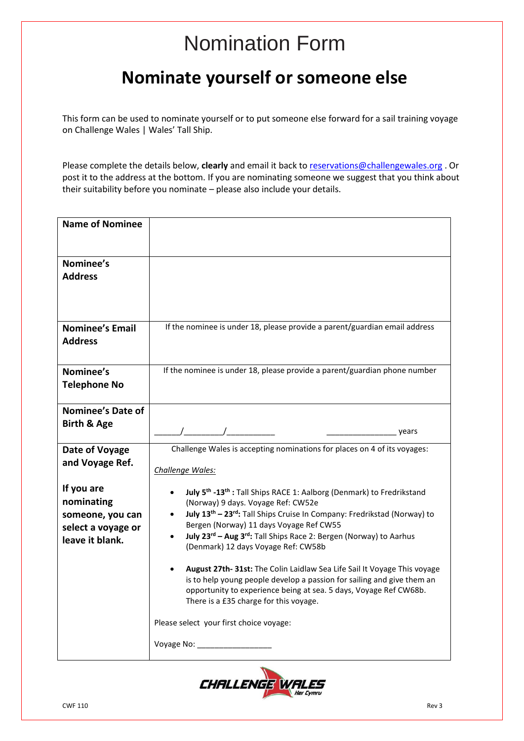# Nomination Form

## Nominate yourself or someone else

This form can be used to nominate yourself or to put someone else forward for a sail training voyage on Challenge Wales | Wales' Tall Ship.

Please complete the details below, **clearly** and email it back to reservations@challengewales.org . Or post it to the address at the bottom. If you are nominating someone we suggest that you think about their suitability before you nominate – please also include your details.

| | |
|---|---|
| **Name of Nominee** | |
| **Nominee's Address** | |
| **Nominee's Email Address** | If the nominee is under 18, please provide a parent/guardian email address |
| **Nominee's Telephone No** | If the nominee is under 18, please provide a parent/guardian phone number |
| **Nominee's Date of Birth & Age** | ______/_________/___________ ________________ years |
| **Date of Voyage and Voyage Ref.**<br><br>**If you are nominating someone, you can select a voyage or leave it blank.** | Challenge Wales is accepting nominations for places on 4 of its voyages:<br><br>*Challenge Wales:*<br><br>• **July 5th -13th :** Tall Ships RACE 1: Aalborg (Denmark) to Fredrikstand (Norway) 9 days. Voyage Ref: CW52e<br>• **July 13th – 23rd:** Tall Ships Cruise In Company: Fredrikstad (Norway) to Bergen (Norway) 11 days Voyage Ref CW55<br>• **July 23rd – Aug 3rd:** Tall Ships Race 2: Bergen (Norway) to Aarhus (Denmark) 12 days Voyage Ref: CW58b<br><br>• **August 27th- 31st:** The Colin Laidlaw Sea Life Sail It Voyage This voyage is to help young people develop a passion for sailing and give them an opportunity to experience being at sea. 5 days, Voyage Ref CW68b. There is a £35 charge for this voyage.<br><br>Please select your first choice voyage:<br><br>Voyage No: _________________ |

CWF 110 Rev 3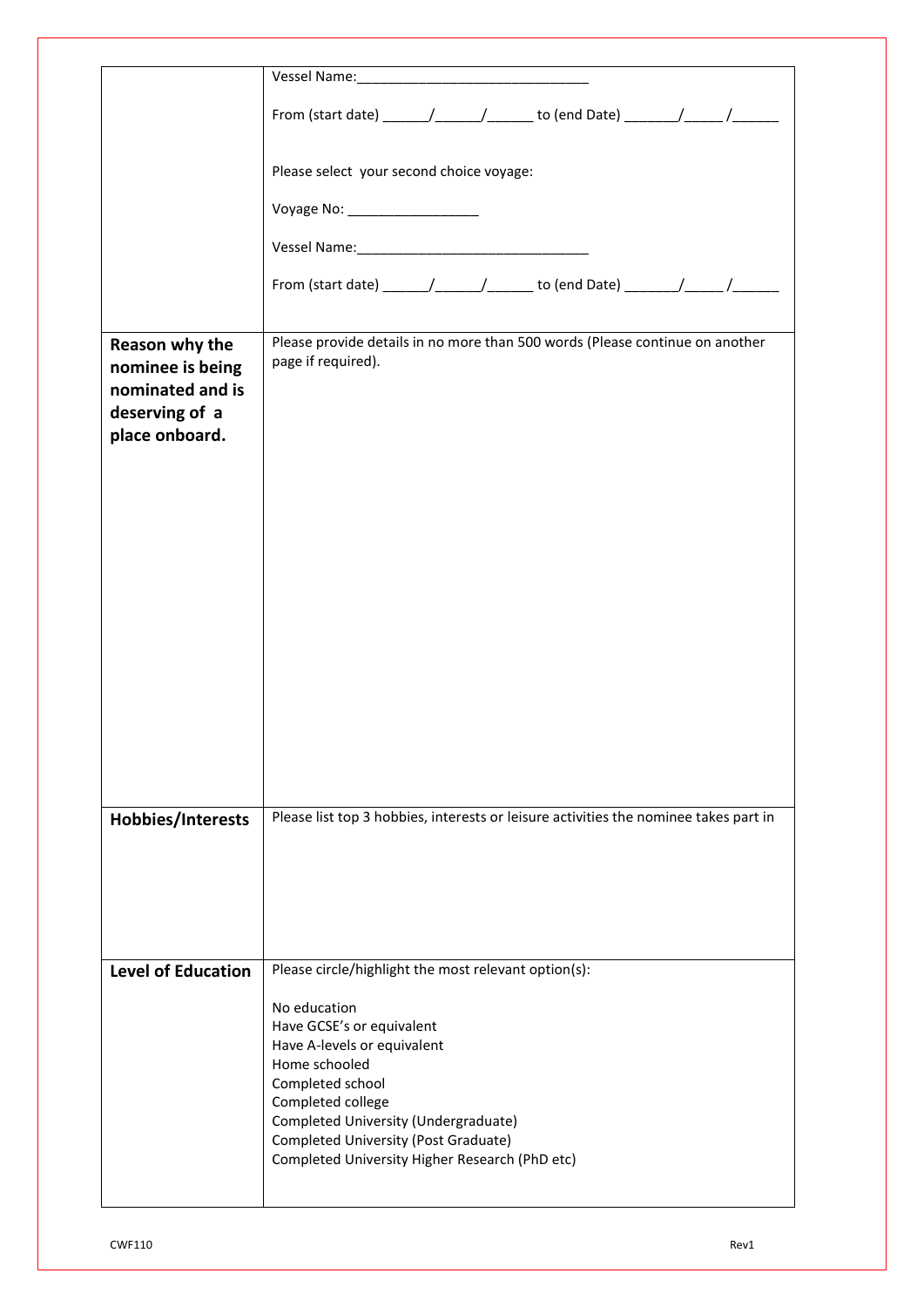| | |
|---|---|
| | Vessel Name:______________________________<br><br>From (start date) ______/______/______ to (end Date) _______/_____ /______<br><br>Please select your second choice voyage:<br><br>Voyage No: _________________<br><br>Vessel Name:______________________________<br><br>From (start date) ______/______/______ to (end Date) _______/_____ /______ |
| **Reason why the nominee is being nominated and is deserving of a place onboard.** | Please provide details in no more than 500 words (Please continue on another page if required). |
| **Hobbies/Interests** | Please list top 3 hobbies, interests or leisure activities the nominee takes part in |
| **Level of Education** | Please circle/highlight the most relevant option(s):<br><br>No education<br>Have GCSE's or equivalent<br>Have A-levels or equivalent<br>Home schooled<br>Completed school<br>Completed college<br>Completed University (Undergraduate)<br>Completed University (Post Graduate)<br>Completed University Higher Research (PhD etc) |

CWF110 Rev1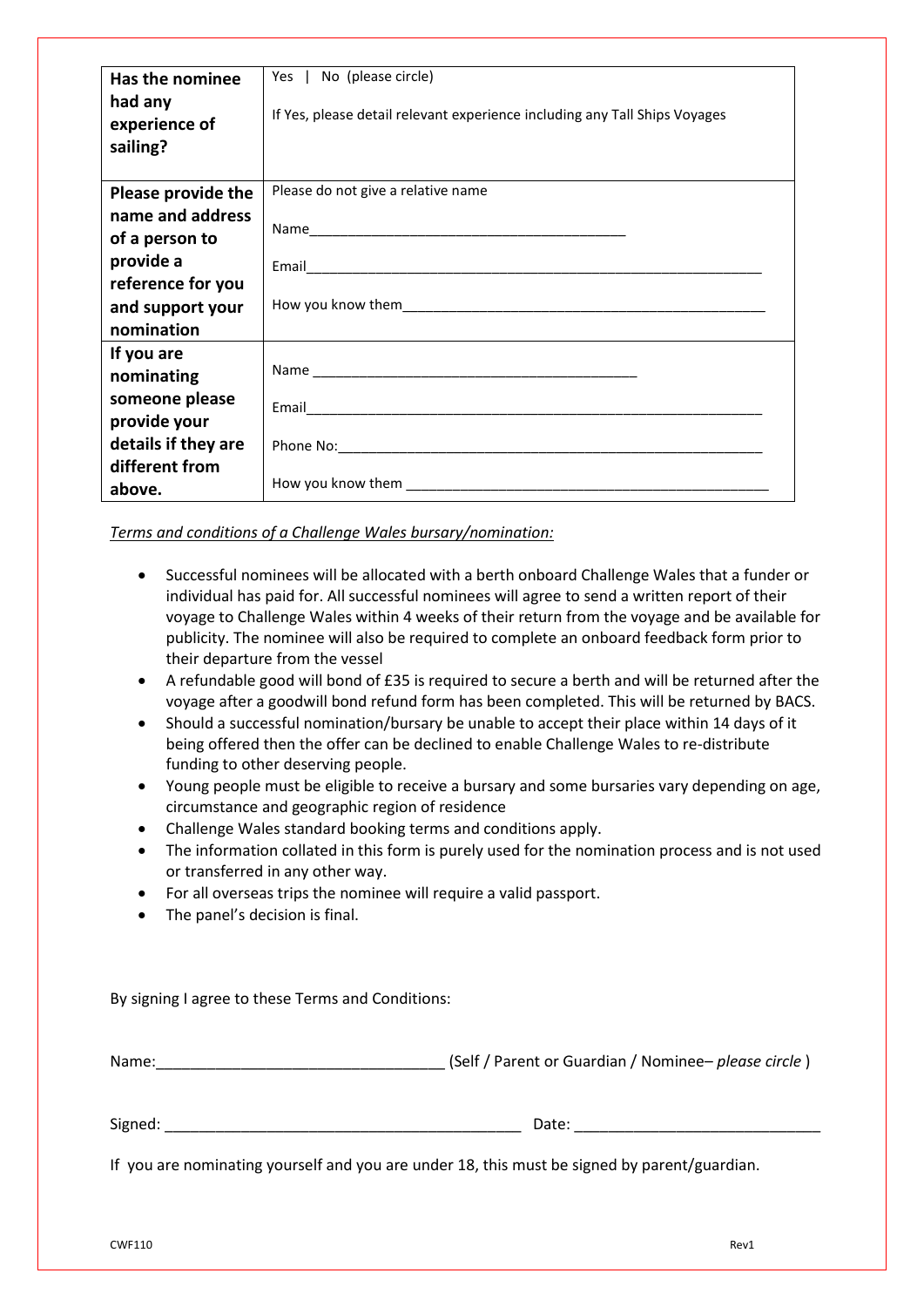| **Has the nominee had any experience of sailing?** | Yes \| No (please circle)<br><br>If Yes, please detail relevant experience including any Tall Ships Voyages |
|---|---|
| **Please provide the name and address of a person to provide a reference for you and support your nomination** | Please do not give a relative name<br><br>Name_______________________________________<br><br>Email_______________________________________<br><br>How you know them_______________________________________ |
| **If you are nominating someone please provide your details if they are different from above.** | Name _______________________________________<br><br>Email_______________________________________<br><br>Phone No:_______________________________________<br><br>How you know them _______________________________________ |

*Terms and conditions of a Challenge Wales bursary/nomination:*

- Successful nominees will be allocated with a berth onboard Challenge Wales that a funder or individual has paid for. All successful nominees will agree to send a written report of their voyage to Challenge Wales within 4 weeks of their return from the voyage and be available for publicity. The nominee will also be required to complete an onboard feedback form prior to their departure from the vessel
- A refundable good will bond of £35 is required to secure a berth and will be returned after the voyage after a goodwill bond refund form has been completed. This will be returned by BACS.
- Should a successful nomination/bursary be unable to accept their place within 14 days of it being offered then the offer can be declined to enable Challenge Wales to re-distribute funding to other deserving people.
- Young people must be eligible to receive a bursary and some bursaries vary depending on age, circumstance and geographic region of residence
- Challenge Wales standard booking terms and conditions apply.
- The information collated in this form is purely used for the nomination process and is not used or transferred in any other way.
- For all overseas trips the nominee will require a valid passport.
- The panel's decision is final.

By signing I agree to these Terms and Conditions:

Name:_________________________________ (Self / Parent or Guardian / Nominee– *please circle* )

Signed: _________________________________ Date: _____________________________

If you are nominating yourself and you are under 18, this must be signed by parent/guardian.

CWF110 Rev1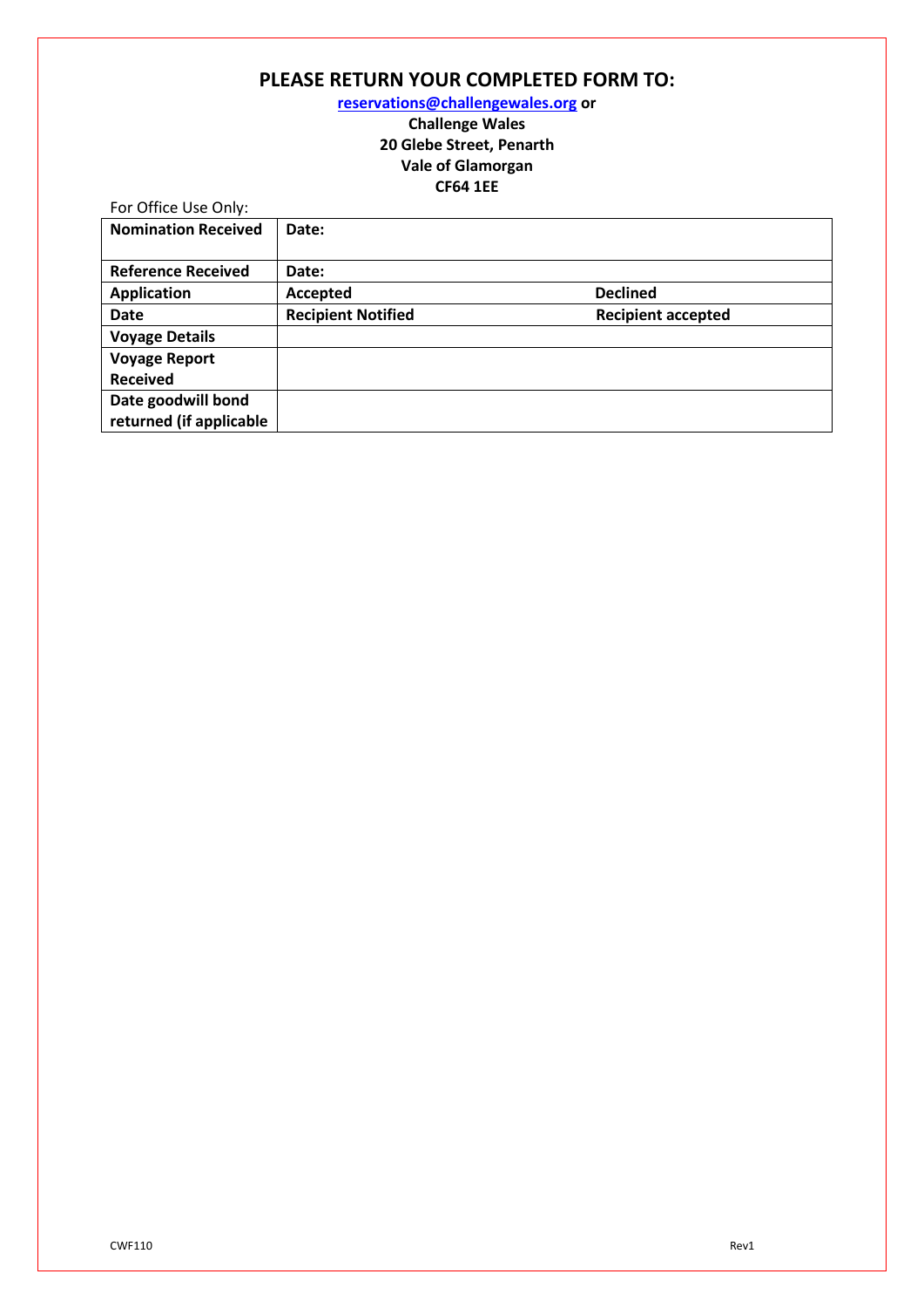## PLEASE RETURN YOUR COMPLETED FORM TO:

**reservations@challengewales.org or**

**Challenge Wales**
**20 Glebe Street, Penarth**
**Vale of Glamorgan**
**CF64 1EE**

For Office Use Only:

| | | |
|---|---|---|
| **Nomination Received** | **Date:** | |
| **Reference Received** | **Date:** | |
| **Application** | **Accepted** | **Declined** |
| **Date** | **Recipient Notified** | **Recipient accepted** |
| **Voyage Details** | | |
| **Voyage Report Received** | | |
| **Date goodwill bond returned (if applicable** | | |

CWF110 Rev1